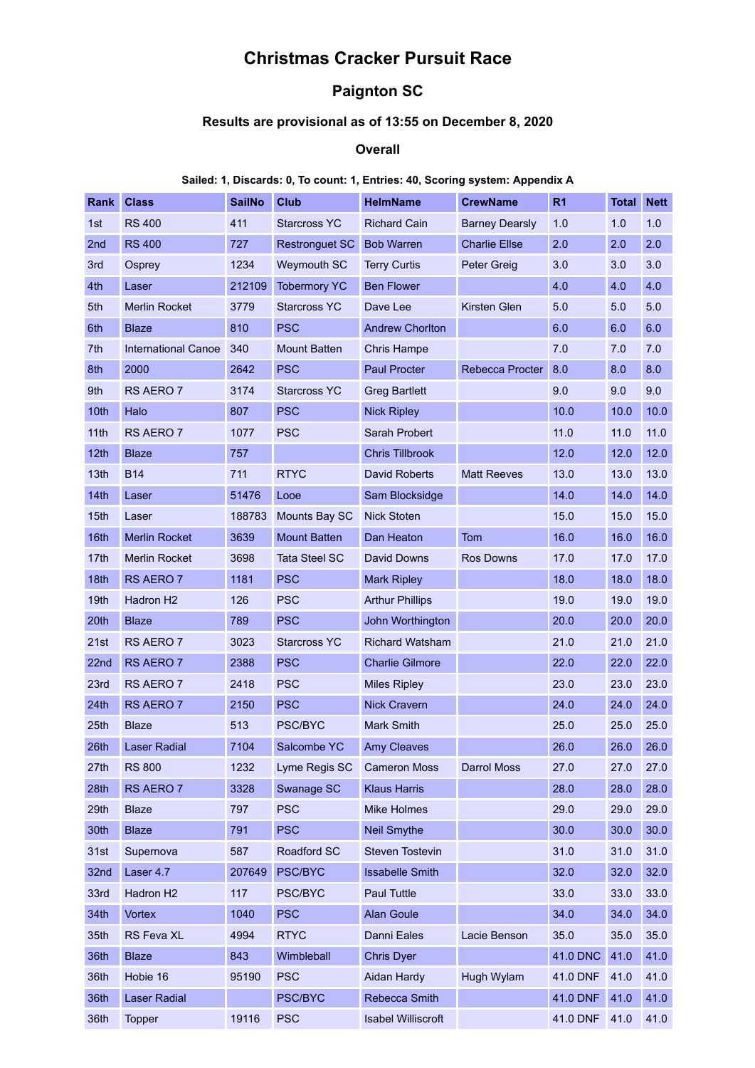# Christmas Cracker Pursuit Race

## Paignton SC

### Results are provisional as of 13:55 on December 8, 2020

### Overall

**Sailed: 1, Discards: 0, To count: 1, Entries: 40, Scoring system: Appendix A**

| Rank | Class | SailNo | Club | HelmName | CrewName | R1 | Total | Nett |
|---|---|---|---|---|---|---|---|---|
| 1st | RS 400 | 411 | Starcross YC | Richard Cain | Barney Dearsly | 1.0 | 1.0 | 1.0 |
| 2nd | RS 400 | 727 | Restronguet SC | Bob Warren | Charlie Ellse | 2.0 | 2.0 | 2.0 |
| 3rd | Osprey | 1234 | Weymouth SC | Terry Curtis | Peter Greig | 3.0 | 3.0 | 3.0 |
| 4th | Laser | 212109 | Tobermory YC | Ben Flower | | 4.0 | 4.0 | 4.0 |
| 5th | Merlin Rocket | 3779 | Starcross YC | Dave Lee | Kirsten Glen | 5.0 | 5.0 | 5.0 |
| 6th | Blaze | 810 | PSC | Andrew Chorlton | | 6.0 | 6.0 | 6.0 |
| 7th | International Canoe | 340 | Mount Batten | Chris Hampe | | 7.0 | 7.0 | 7.0 |
| 8th | 2000 | 2642 | PSC | Paul Procter | Rebecca Procter | 8.0 | 8.0 | 8.0 |
| 9th | RS AERO 7 | 3174 | Starcross YC | Greg Bartlett | | 9.0 | 9.0 | 9.0 |
| 10th | Halo | 807 | PSC | Nick Ripley | | 10.0 | 10.0 | 10.0 |
| 11th | RS AERO 7 | 1077 | PSC | Sarah Probert | | 11.0 | 11.0 | 11.0 |
| 12th | Blaze | 757 | | Chris Tillbrook | | 12.0 | 12.0 | 12.0 |
| 13th | B14 | 711 | RTYC | David Roberts | Matt Reeves | 13.0 | 13.0 | 13.0 |
| 14th | Laser | 51476 | Looe | Sam Blocksidge | | 14.0 | 14.0 | 14.0 |
| 15th | Laser | 188783 | Mounts Bay SC | Nick Stoten | | 15.0 | 15.0 | 15.0 |
| 16th | Merlin Rocket | 3639 | Mount Batten | Dan Heaton | Tom | 16.0 | 16.0 | 16.0 |
| 17th | Merlin Rocket | 3698 | Tata Steel SC | David Downs | Ros Downs | 17.0 | 17.0 | 17.0 |
| 18th | RS AERO 7 | 1181 | PSC | Mark Ripley | | 18.0 | 18.0 | 18.0 |
| 19th | Hadron H2 | 126 | PSC | Arthur Phillips | | 19.0 | 19.0 | 19.0 |
| 20th | Blaze | 789 | PSC | John Worthington | | 20.0 | 20.0 | 20.0 |
| 21st | RS AERO 7 | 3023 | Starcross YC | Richard Watsham | | 21.0 | 21.0 | 21.0 |
| 22nd | RS AERO 7 | 2388 | PSC | Charlie Gilmore | | 22.0 | 22.0 | 22.0 |
| 23rd | RS AERO 7 | 2418 | PSC | Miles Ripley | | 23.0 | 23.0 | 23.0 |
| 24th | RS AERO 7 | 2150 | PSC | Nick Cravern | | 24.0 | 24.0 | 24.0 |
| 25th | Blaze | 513 | PSC/BYC | Mark Smith | | 25.0 | 25.0 | 25.0 |
| 26th | Laser Radial | 7104 | Salcombe YC | Amy Cleaves | | 26.0 | 26.0 | 26.0 |
| 27th | RS 800 | 1232 | Lyme Regis SC | Cameron Moss | Darrol Moss | 27.0 | 27.0 | 27.0 |
| 28th | RS AERO 7 | 3328 | Swanage SC | Klaus Harris | | 28.0 | 28.0 | 28.0 |
| 29th | Blaze | 797 | PSC | Mike Holmes | | 29.0 | 29.0 | 29.0 |
| 30th | Blaze | 791 | PSC | Neil Smythe | | 30.0 | 30.0 | 30.0 |
| 31st | Supernova | 587 | Roadford SC | Steven Tostevin | | 31.0 | 31.0 | 31.0 |
| 32nd | Laser 4.7 | 207649 | PSC/BYC | Issabelle Smith | | 32.0 | 32.0 | 32.0 |
| 33rd | Hadron H2 | 117 | PSC/BYC | Paul Tuttle | | 33.0 | 33.0 | 33.0 |
| 34th | Vortex | 1040 | PSC | Alan Goule | | 34.0 | 34.0 | 34.0 |
| 35th | RS Feva XL | 4994 | RTYC | Danni Eales | Lacie Benson | 35.0 | 35.0 | 35.0 |
| 36th | Blaze | 843 | Wimbleball | Chris Dyer | | 41.0 DNC | 41.0 | 41.0 |
| 36th | Hobie 16 | 95190 | PSC | Aidan Hardy | Hugh Wylam | 41.0 DNF | 41.0 | 41.0 |
| 36th | Laser Radial | | PSC/BYC | Rebecca Smith | | 41.0 DNF | 41.0 | 41.0 |
| 36th | Topper | 19116 | PSC | Isabel Williscroft | | 41.0 DNF | 41.0 | 41.0 |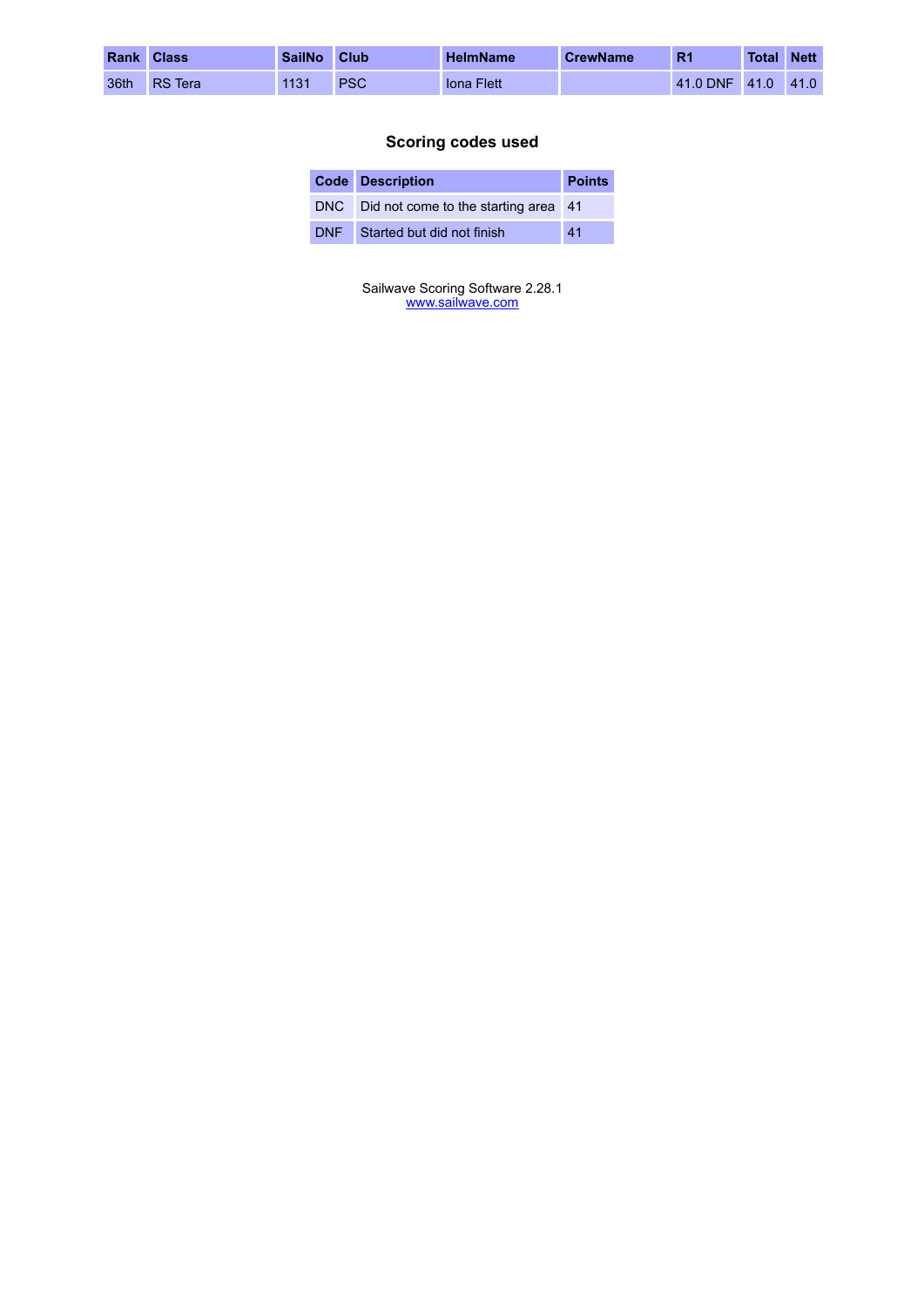| Rank | Class | SailNo | Club | HelmName | CrewName | R1 | Total | Nett |
|---|---|---|---|---|---|---|---|---|
| 36th | RS Tera | 1131 | PSC | Iona Flett | | 41.0 DNF | 41.0 | 41.0 |

### Scoring codes used

| Code | Description | Points |
|---|---|---|
| DNC | Did not come to the starting area | 41 |
| DNF | Started but did not finish | 41 |

Sailwave Scoring Software 2.28.1
www.sailwave.com